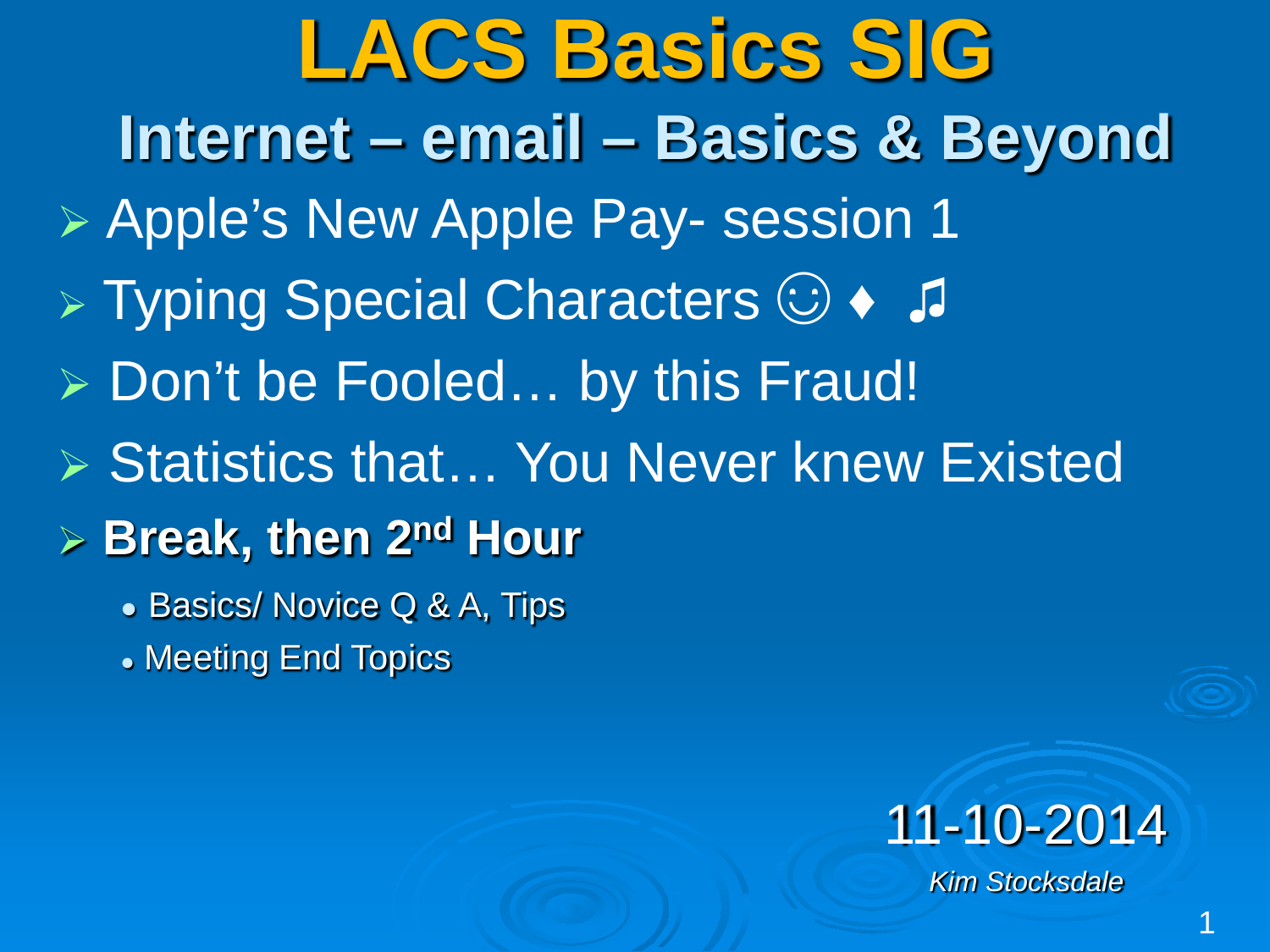# LACS Basics SIG

## Internet – email – Basics & Beyond

- Apple's New Apple Pay- session 1
- Typing Special Characters ☺ ♦ ♫
- Don't be Fooled… by this Fraud!
- Statistics that… You Never knew Existed
- **Break, then 2nd Hour**
  - Basics/ Novice Q & A, Tips
  - Meeting End Topics

11-10-2014

*Kim Stocksdale*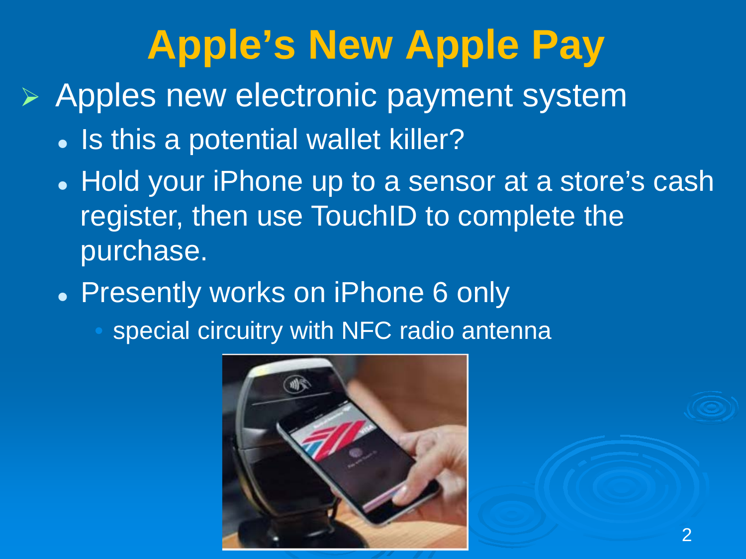# Apple's New Apple Pay

- Apples new electronic payment system
  - Is this a potential wallet killer?
  - Hold your iPhone up to a sensor at a store's cash register, then use TouchID to complete the purchase.
  - Presently works on iPhone 6 only
    - special circuitry with NFC radio antenna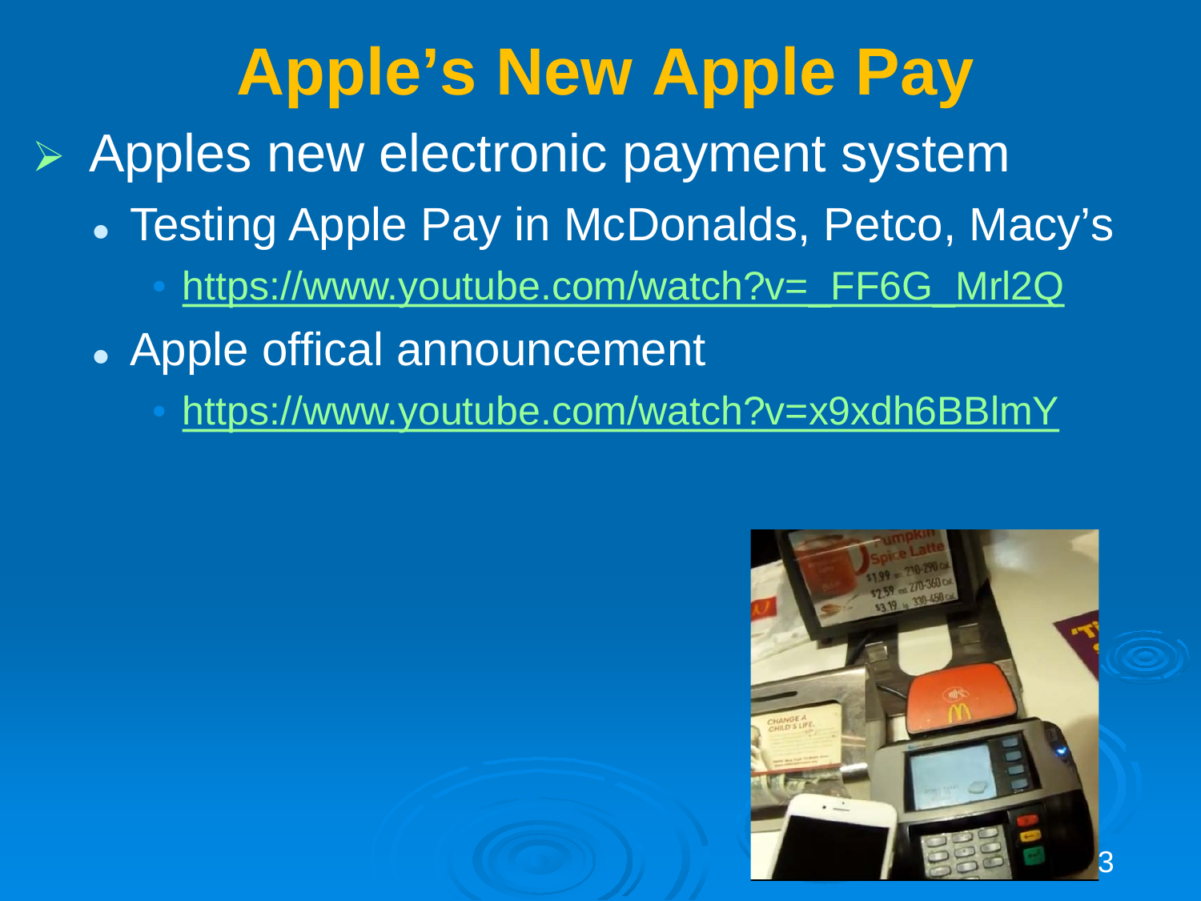# Apple's New Apple Pay

- Apples new electronic payment system
  - Testing Apple Pay in McDonalds, Petco, Macy's
    - https://www.youtube.com/watch?v=_FF6G_Mrl2Q
  - Apple offical announcement
    - https://www.youtube.com/watch?v=x9xdh6BBlmY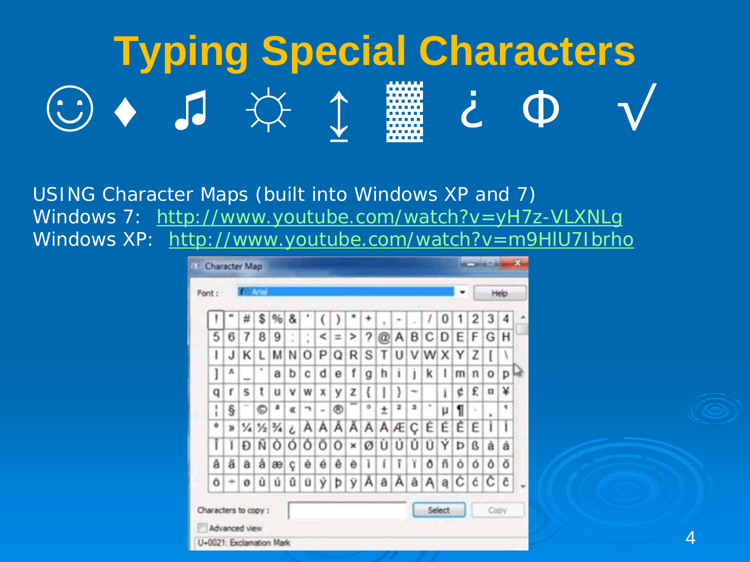# Typing Special Characters

☺ ♦ ♫ ☼ ↨ ▓ ¿ Φ √

USING Character Maps (built into Windows XP and 7)

Windows 7: http://www.youtube.com/watch?v=yH7z-VLXNLg

Windows XP: http://www.youtube.com/watch?v=m9HlU7Ibrho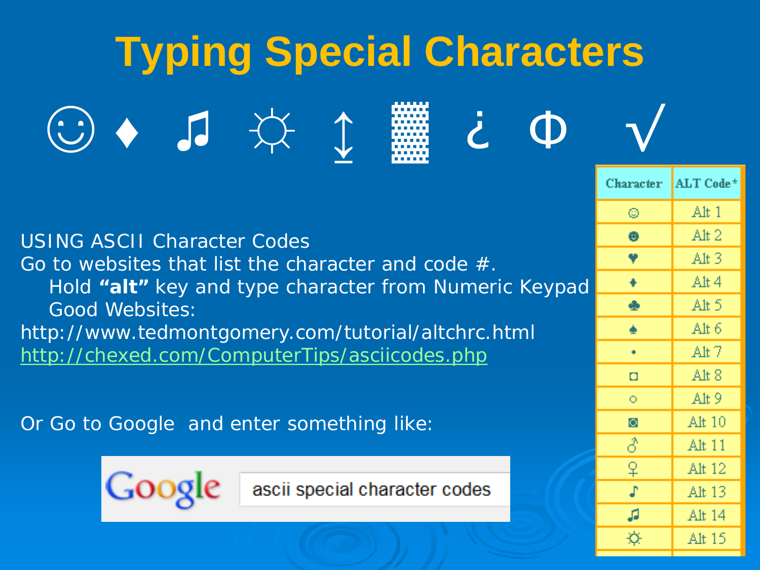# Typing Special Characters

☺ ♦ ♫ ☼ ↕ ▓ ¿ Φ √

USING ASCII Character Codes
Go to websites that list the character and code #.
Hold **"alt"** key and type character from Numeric Keypad
Good Websites:
http://www.tedmontgomery.com/tutorial/altchrc.html
http://chexed.com/ComputerTips/asciicodes.php

Or Go to Google and enter something like:

Google: ascii special character codes

| Character | ALT Code* |
|---|---|
| ☺ | Alt 1 |
| ☻ | Alt 2 |
| ♥ | Alt 3 |
| ♦ | Alt 4 |
| ♣ | Alt 5 |
| ♠ | Alt 6 |
| • | Alt 7 |
| ◘ | Alt 8 |
| ○ | Alt 9 |
| ◙ | Alt 10 |
| ♂ | Alt 11 |
| ♀ | Alt 12 |
| ♪ | Alt 13 |
| ♫ | Alt 14 |
| ☼ | Alt 15 |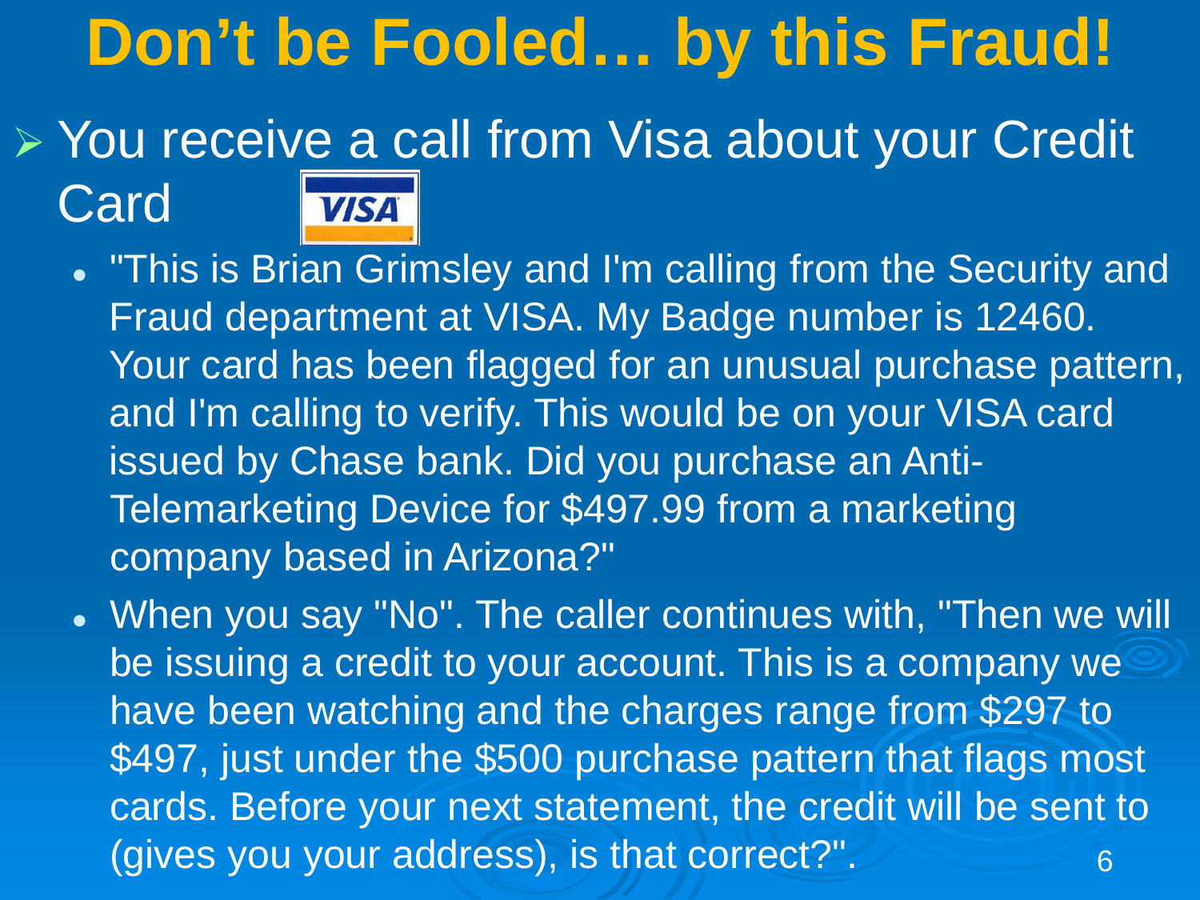# Don't be Fooled… by this Fraud!

- You receive a call from Visa about your Credit Card
  - "This is Brian Grimsley and I'm calling from the Security and Fraud department at VISA. My Badge number is 12460. Your card has been flagged for an unusual purchase pattern, and I'm calling to verify. This would be on your VISA card issued by Chase bank. Did you purchase an Anti-Telemarketing Device for $497.99 from a marketing company based in Arizona?"
  - When you say "No". The caller continues with, "Then we will be issuing a credit to your account. This is a company we have been watching and the charges range from $297 to $497, just under the $500 purchase pattern that flags most cards. Before your next statement, the credit will be sent to (gives you your address), is that correct?".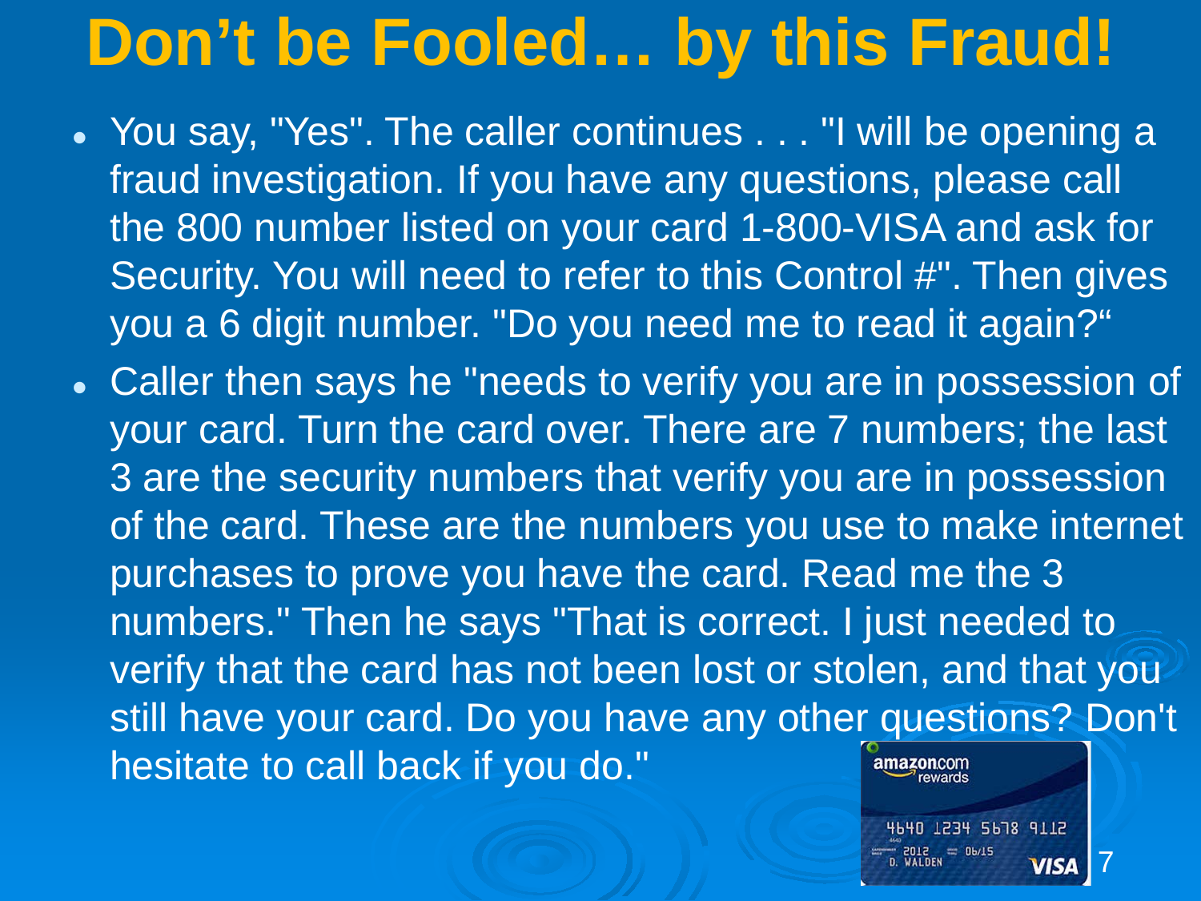# Don't be Fooled… by this Fraud!

- You say, "Yes". The caller continues . . . "I will be opening a fraud investigation. If you have any questions, please call the 800 number listed on your card 1-800-VISA and ask for Security. You will need to refer to this Control #". Then gives you a 6 digit number. "Do you need me to read it again?"
- Caller then says he "needs to verify you are in possession of your card. Turn the card over. There are 7 numbers; the last 3 are the security numbers that verify you are in possession of the card. These are the numbers you use to make internet purchases to prove you have the card. Read me the 3 numbers." Then he says "That is correct. I just needed to verify that the card has not been lost or stolen, and that you still have your card. Do you have any other questions? Don't hesitate to call back if you do."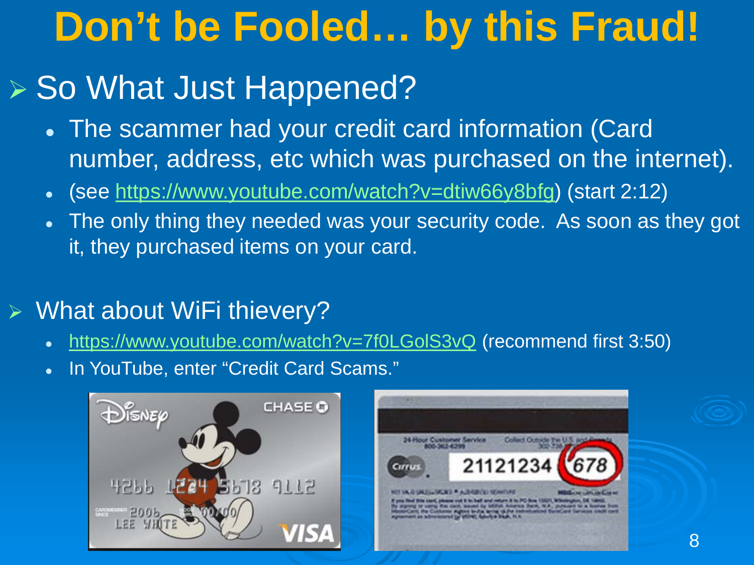# Don't be Fooled… by this Fraud!

- So What Just Happened?
  - The scammer had your credit card information (Card number, address, etc which was purchased on the internet).
  - (see https://www.youtube.com/watch?v=dtiw66y8bfg) (start 2:12)
  - The only thing they needed was your security code. As soon as they got it, they purchased items on your card.

- What about WiFi thievery?
  - https://www.youtube.com/watch?v=7f0LGolS3vQ (recommend first 3:50)
  - In YouTube, enter "Credit Card Scams."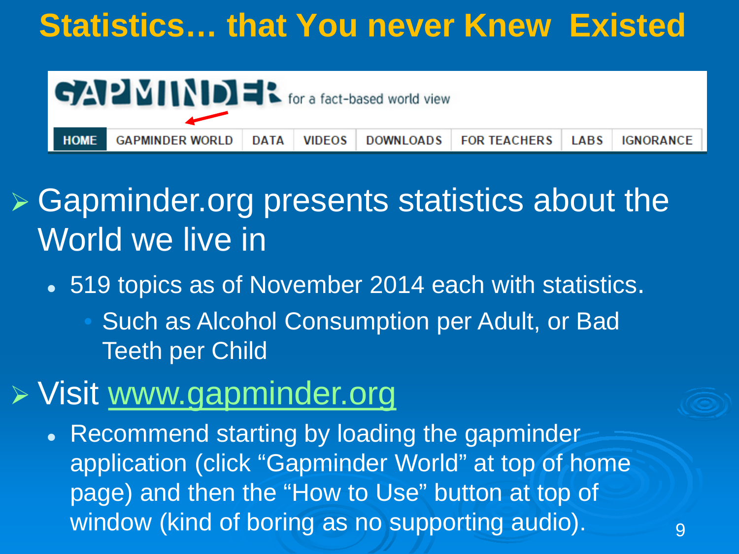# Statistics… that You never Knew Existed

GAPMINDER for a fact-based world view

HOME | GAPMINDER WORLD | DATA | VIDEOS | DOWNLOADS | FOR TEACHERS | LABS | IGNORANCE

- Gapminder.org presents statistics about the World we live in
  - 519 topics as of November 2014 each with statistics.
    - Such as Alcohol Consumption per Adult, or Bad Teeth per Child
- Visit www.gapminder.org
  - Recommend starting by loading the gapminder application (click “Gapminder World” at top of home page) and then the “How to Use” button at top of window (kind of boring as no supporting audio).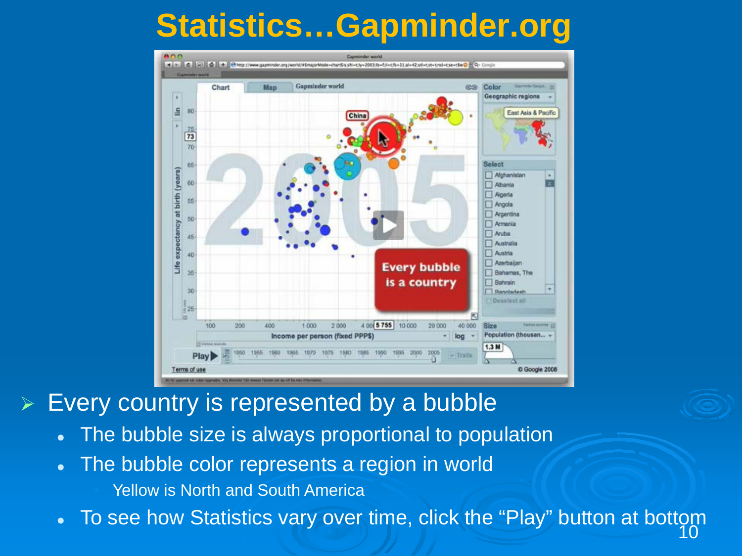# Statistics…Gapminder.org

- Every country is represented by a bubble
  - The bubble size is always proportional to population
  - The bubble color represents a region in world
    - Yellow is North and South America
  - To see how Statistics vary over time, click the “Play” button at bottom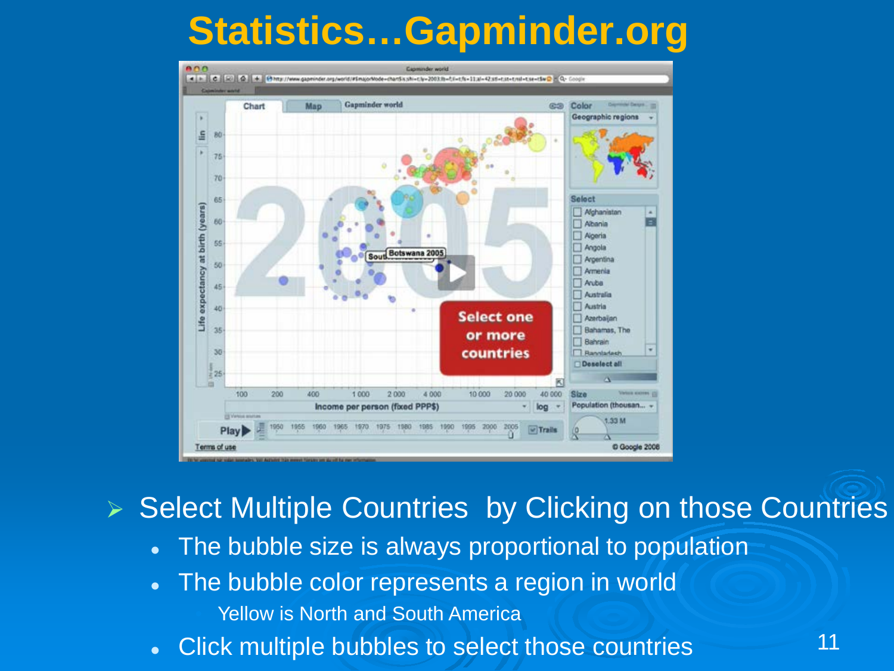# Statistics…Gapminder.org

- Select Multiple Countries by Clicking on those Countries
  - The bubble size is always proportional to population
  - The bubble color represents a region in world
    - Yellow is North and South America
  - Click multiple bubbles to select those countries